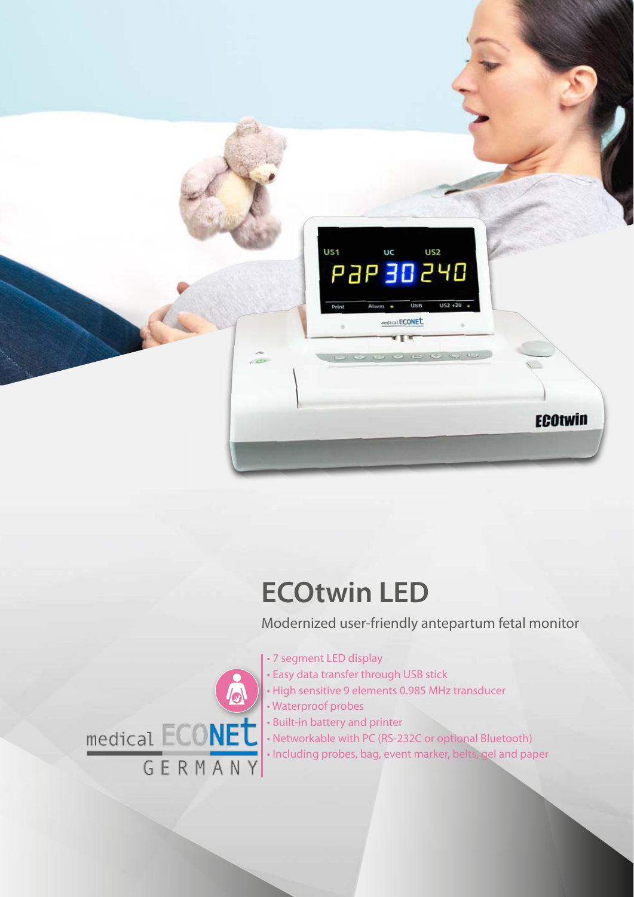# ECOtwin LED

Modernized user-friendly antepartum fetal monitor

- 7 segment LED display
- Easy data transfer through USB stick
- High sensitive 9 elements 0.985 MHz transducer
- Waterproof probes
- Built-in battery and printer
- Networkable with PC (RS-232C or optional Bluetooth)
- Including probes, bag, event marker, belts, gel and paper

medical ECONET GERMANY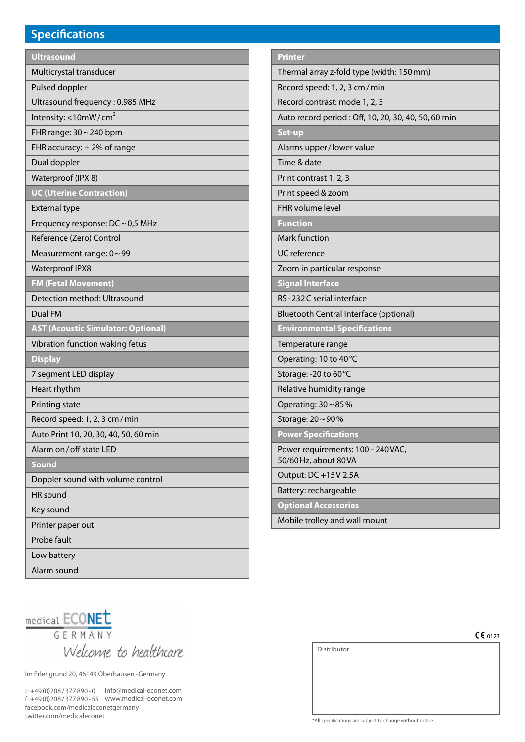## Specifications

| Ultrasound |
|---|
| Multicrystal transducer |
| Pulsed doppler |
| Ultrasound frequency : 0.985 MHz |
| Intensity: <10mW / cm² |
| FHR range: 30 ~ 240 bpm |
| FHR accuracy: ± 2% of range |
| Dual doppler |
| Waterproof (IPX 8) |
| **UC (Uterine Contraction)** |
| External type |
| Frequency response: DC ~ 0,5 MHz |
| Reference (Zero) Control |
| Measurement range: 0 ~ 99 |
| Waterproof IPX8 |
| **FM (Fetal Movement)** |
| Detection method: Ultrasound |
| Dual FM |
| **AST (Acoustic Simulator: Optional)** |
| Vibration function waking fetus |
| **Display** |
| 7 segment LED display |
| Heart rhythm |
| Printing state |
| Record speed: 1, 2, 3 cm / min |
| Auto Print 10, 20, 30, 40, 50, 60 min |
| Alarm on / off state LED |
| **Sound** |
| Doppler sound with volume control |
| HR sound |
| Key sound |
| Printer paper out |
| Probe fault |
| Low battery |
| Alarm sound |

| Printer |
|---|
| Thermal array z-fold type (width: 150 mm) |
| Record speed: 1, 2, 3 cm / min |
| Record contrast: mode 1, 2, 3 |
| Auto record period : Off, 10, 20, 30, 40, 50, 60 min |
| **Set-up** |
| Alarms upper / lower value |
| Time & date |
| Print contrast 1, 2, 3 |
| Print speed & zoom |
| FHR volume level |
| **Function** |
| Mark function |
| UC reference |
| Zoom in particular response |
| **Signal Interface** |
| RS - 232 C serial interface |
| Bluetooth Central Interface (optional) |
| **Environmental Specifications** |
| Temperature range |
| Operating: 10 to 40 °C |
| Storage: -20 to 60 °C |
| Relative humidity range |
| Operating: 30 ~ 85 % |
| Storage: 20 ~ 90 % |
| **Power Specifications** |
| Power requirements: 100 - 240 VAC, 50/60 Hz, about 80 VA |
| Output: DC +15 V 2.5A |
| Battery: rechargeable |
| **Optional Accessories** |
| Mobile trolley and wall mount |

medical ECONET
GERMANY
*Welcome to healthcare*

Im Erlengrund 20, 46149 Oberhausen - Germany

t: +49 (0)208 / 377 890 - 0 info@medical-econet.com
f: +49 (0)208 / 377 890 - 55 www.medical-econet.com
facebook.com/medicaleconetgermany
twitter.com/medicaleconet

CE 0123

Distributor

*All specifications are subject to change without notice.